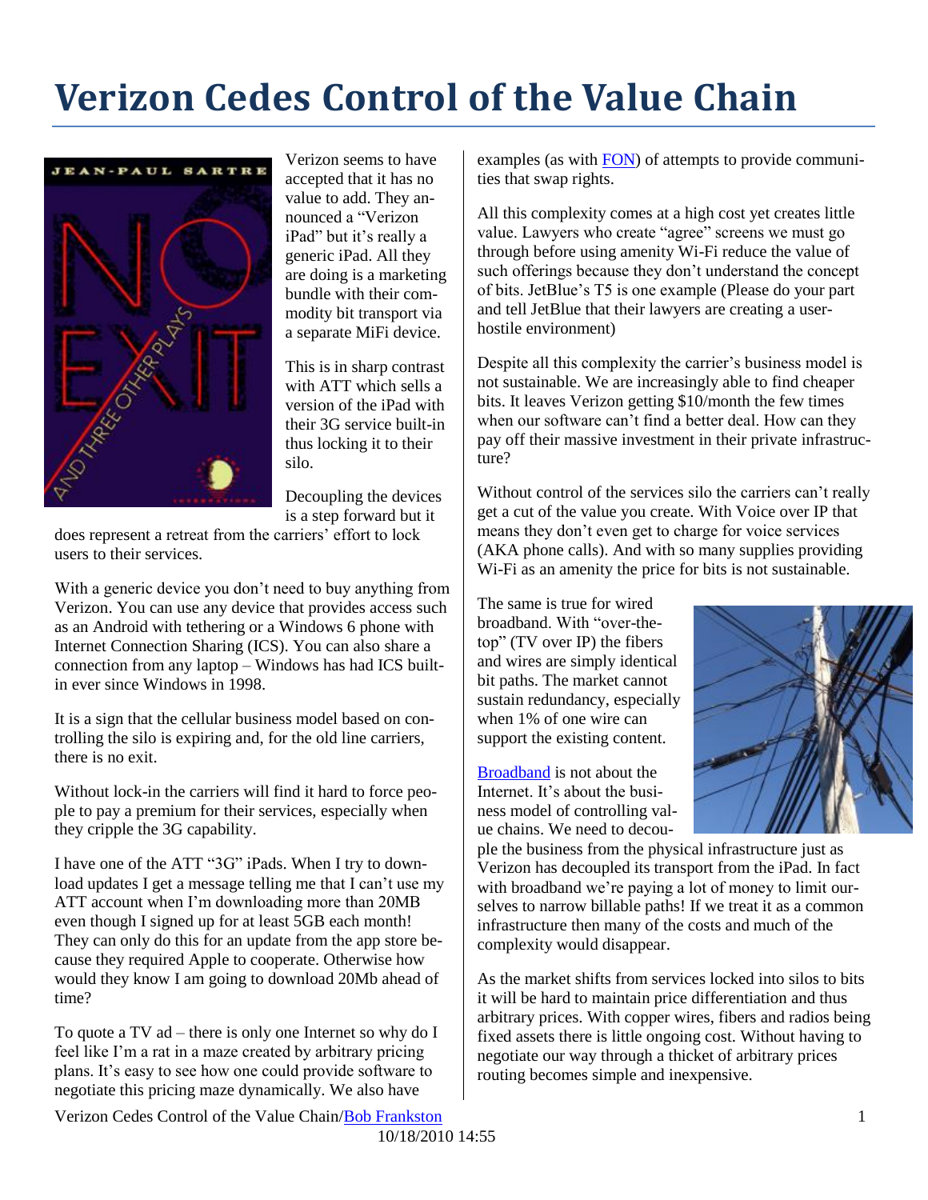# Verizon Cedes Control of the Value Chain

Verizon seems to have accepted that it has no value to add. They announced a "Verizon iPad" but it's really a generic iPad. All they are doing is a marketing bundle with their commodity bit transport via a separate MiFi device.

This is in sharp contrast with ATT which sells a version of the iPad with their 3G service built-in thus locking it to their silo.

Decoupling the devices is a step forward but it does represent a retreat from the carriers' effort to lock users to their services.

With a generic device you don't need to buy anything from Verizon. You can use any device that provides access such as an Android with tethering or a Windows 6 phone with Internet Connection Sharing (ICS). You can also share a connection from any laptop – Windows has had ICS built-in ever since Windows in 1998.

It is a sign that the cellular business model based on controlling the silo is expiring and, for the old line carriers, there is no exit.

Without lock-in the carriers will find it hard to force people to pay a premium for their services, especially when they cripple the 3G capability.

I have one of the ATT "3G" iPads. When I try to download updates I get a message telling me that I can't use my ATT account when I'm downloading more than 20MB even though I signed up for at least 5GB each month! They can only do this for an update from the app store because they required Apple to cooperate. Otherwise how would they know I am going to download 20Mb ahead of time?

To quote a TV ad – there is only one Internet so why do I feel like I'm a rat in a maze created by arbitrary pricing plans. It's easy to see how one could provide software to negotiate this pricing maze dynamically. We also have examples (as with FON) of attempts to provide communities that swap rights.

All this complexity comes at a high cost yet creates little value. Lawyers who create "agree" screens we must go through before using amenity Wi-Fi reduce the value of such offerings because they don't understand the concept of bits. JetBlue's T5 is one example (Please do your part and tell JetBlue that their lawyers are creating a user-hostile environment)

Despite all this complexity the carrier's business model is not sustainable. We are increasingly able to find cheaper bits. It leaves Verizon getting $10/month the few times when our software can't find a better deal. How can they pay off their massive investment in their private infrastructure?

Without control of the services silo the carriers can't really get a cut of the value you create. With Voice over IP that means they don't even get to charge for voice services (AKA phone calls). And with so many supplies providing Wi-Fi as an amenity the price for bits is not sustainable.

The same is true for wired broadband. With "over-the-top" (TV over IP) the fibers and wires are simply identical bit paths. The market cannot sustain redundancy, especially when 1% of one wire can support the existing content.

Broadband is not about the Internet. It's about the business model of controlling value chains. We need to decouple the business from the physical infrastructure just as Verizon has decoupled its transport from the iPad. In fact with broadband we're paying a lot of money to limit ourselves to narrow billable paths! If we treat it as a common infrastructure then many of the costs and much of the complexity would disappear.

As the market shifts from services locked into silos to bits it will be hard to maintain price differentiation and thus arbitrary prices. With copper wires, fibers and radios being fixed assets there is little ongoing cost. Without having to negotiate our way through a thicket of arbitrary prices routing becomes simple and inexpensive.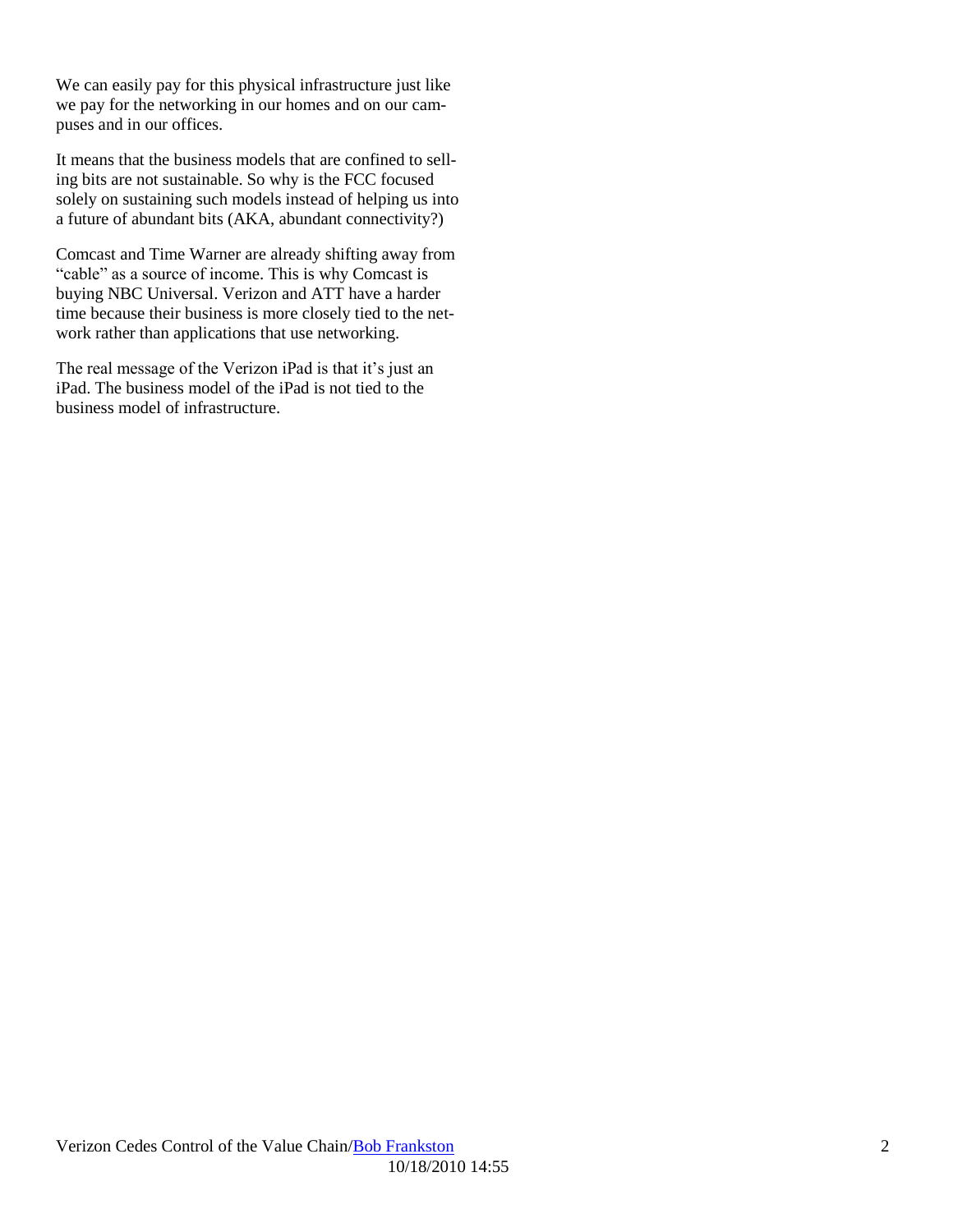We can easily pay for this physical infrastructure just like we pay for the networking in our homes and on our campuses and in our offices.

It means that the business models that are confined to selling bits are not sustainable. So why is the FCC focused solely on sustaining such models instead of helping us into a future of abundant bits (AKA, abundant connectivity?)

Comcast and Time Warner are already shifting away from "cable" as a source of income. This is why Comcast is buying NBC Universal. Verizon and ATT have a harder time because their business is more closely tied to the network rather than applications that use networking.

The real message of the Verizon iPad is that it's just an iPad. The business model of the iPad is not tied to the business model of infrastructure.